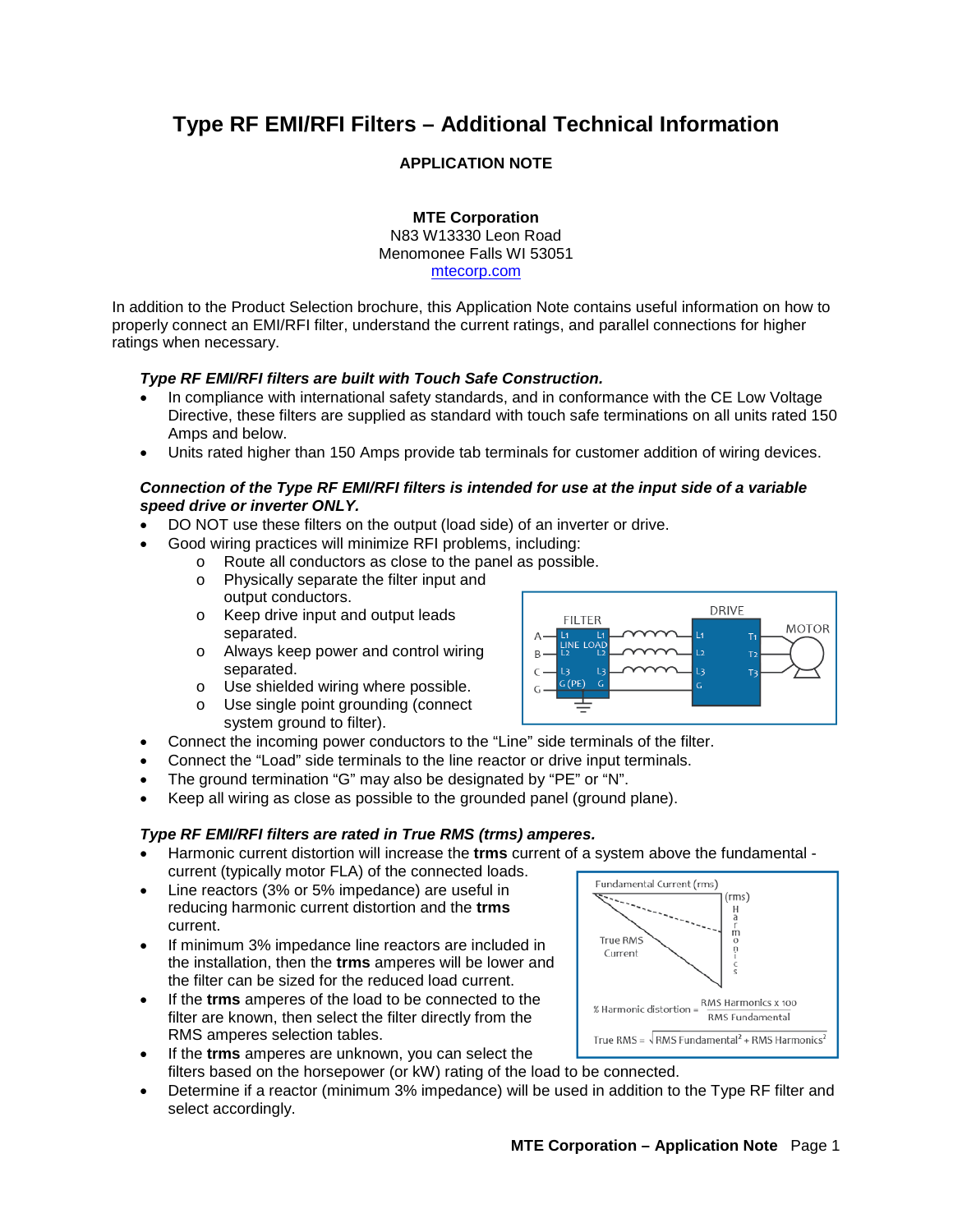# Type RF EMI/RFI Filters – Additional Technical Information

**APPLICATION NOTE**

**MTE Corporation**
N83 W13330 Leon Road
Menomonee Falls WI 53051
[mtecorp.com](mtecorp.com)

In addition to the Product Selection brochure, this Application Note contains useful information on how to properly connect an EMI/RFI filter, understand the current ratings, and parallel connections for higher ratings when necessary.

***Type RF EMI/RFI filters are built with Touch Safe Construction.***

- In compliance with international safety standards, and in conformance with the CE Low Voltage Directive, these filters are supplied as standard with touch safe terminations on all units rated 150 Amps and below.
- Units rated higher than 150 Amps provide tab terminals for customer addition of wiring devices.

***Connection of the Type RF EMI/RFI filters is intended for use at the input side of a variable speed drive or inverter ONLY.***

- DO NOT use these filters on the output (load side) of an inverter or drive.
- Good wiring practices will minimize RFI problems, including:
  - Route all conductors as close to the panel as possible.
  - Physically separate the filter input and output conductors.
  - Keep drive input and output leads separated.
  - Always keep power and control wiring separated.
  - Use shielded wiring where possible.
  - Use single point grounding (connect system ground to filter).
- Connect the incoming power conductors to the "Line" side terminals of the filter.
- Connect the "Load" side terminals to the line reactor or drive input terminals.
- The ground termination "G" may also be designated by "PE" or "N".
- Keep all wiring as close as possible to the grounded panel (ground plane).

***Type RF EMI/RFI filters are rated in True RMS (trms) amperes.***

- Harmonic current distortion will increase the **trms** current of a system above the fundamental - current (typically motor FLA) of the connected loads.
- Line reactors (3% or 5% impedance) are useful in reducing harmonic current distortion and the **trms** current.
- If minimum 3% impedance line reactors are included in the installation, then the **trms** amperes will be lower and the filter can be sized for the reduced load current.
- If the **trms** amperes of the load to be connected to the filter are known, then select the filter directly from the RMS amperes selection tables.
- If the **trms** amperes are unknown, you can select the filters based on the horsepower (or kW) rating of the load to be connected.
- Determine if a reactor (minimum 3% impedance) will be used in addition to the Type RF filter and select accordingly.

$$\text{\% Harmonic distortion} = \frac{\text{RMS Harmonics} \times 100}{\text{RMS Fundamental}}$$

$$\text{True RMS} = \sqrt{\text{RMS Fundamental}^2 + \text{RMS Harmonics}^2}$$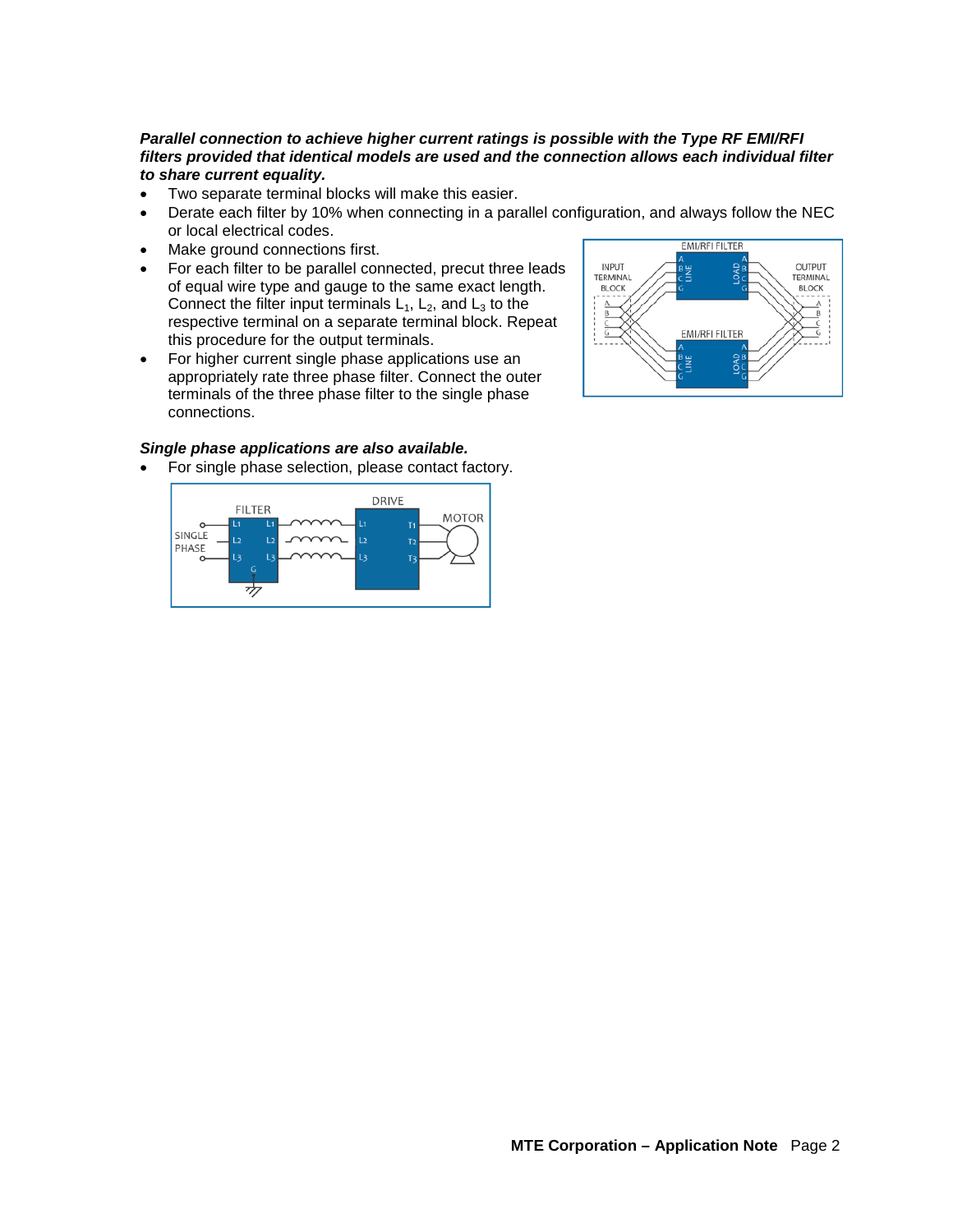***Parallel connection to achieve higher current ratings is possible with the Type RF EMI/RFI filters provided that identical models are used and the connection allows each individual filter to share current equality.***

- Two separate terminal blocks will make this easier.
- Derate each filter by 10% when connecting in a parallel configuration, and always follow the NEC or local electrical codes.
- Make ground connections first.
- For each filter to be parallel connected, precut three leads of equal wire type and gauge to the same exact length. Connect the filter input terminals $L_1$, $L_2$, and $L_3$ to the respective terminal on a separate terminal block. Repeat this procedure for the output terminals.
- For higher current single phase applications use an appropriately rate three phase filter. Connect the outer terminals of the three phase filter to the single phase connections.

EMI/RFI FILTER
INPUT TERMINAL BLOCK
OUTPUT TERMINAL BLOCK
LINE
LOAD
A B C G
EMI/RFI FILTER

***Single phase applications are also available.***

- For single phase selection, please contact factory.

FILTER
DRIVE
MOTOR
SINGLE PHASE
L1 L2 L3 G
T1 T2 T3